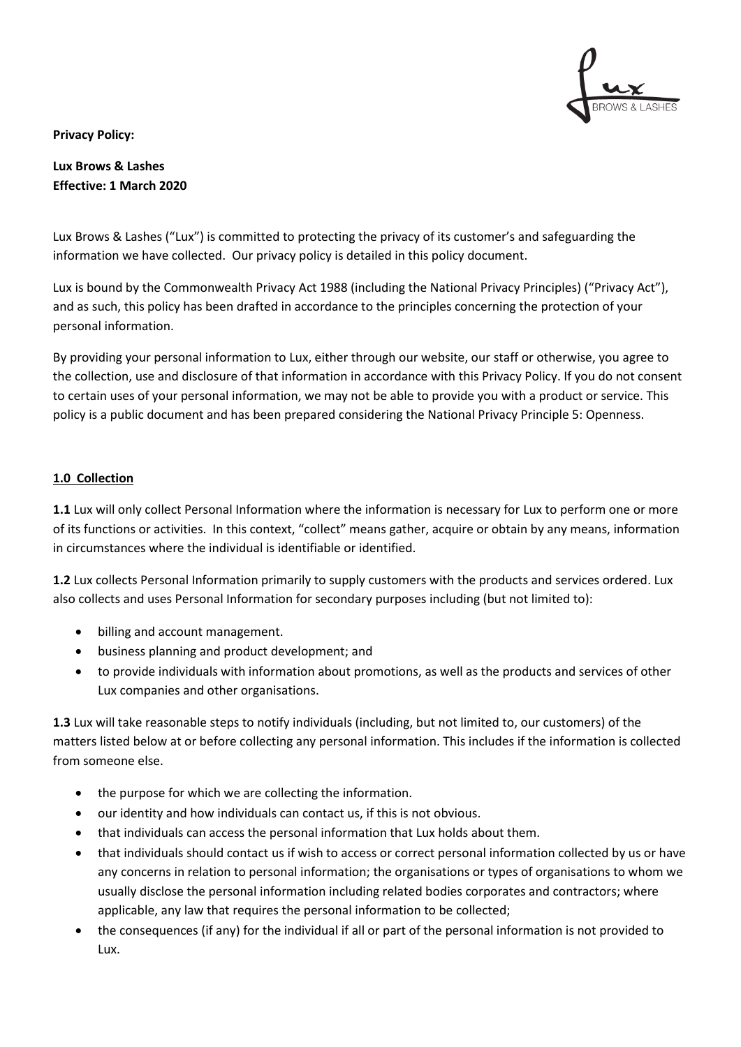**Privacy Policy:**

**Lux Brows & Lashes**
**Effective: 1 March 2020**

Lux Brows & Lashes ("Lux") is committed to protecting the privacy of its customer's and safeguarding the information we have collected. Our privacy policy is detailed in this policy document.

Lux is bound by the Commonwealth Privacy Act 1988 (including the National Privacy Principles) ("Privacy Act"), and as such, this policy has been drafted in accordance to the principles concerning the protection of your personal information.

By providing your personal information to Lux, either through our website, our staff or otherwise, you agree to the collection, use and disclosure of that information in accordance with this Privacy Policy. If you do not consent to certain uses of your personal information, we may not be able to provide you with a product or service. This policy is a public document and has been prepared considering the National Privacy Principle 5: Openness.

## **1.0 Collection**

**1.1** Lux will only collect Personal Information where the information is necessary for Lux to perform one or more of its functions or activities. In this context, "collect" means gather, acquire or obtain by any means, information in circumstances where the individual is identifiable or identified.

**1.2** Lux collects Personal Information primarily to supply customers with the products and services ordered. Lux also collects and uses Personal Information for secondary purposes including (but not limited to):

- billing and account management.
- business planning and product development; and
- to provide individuals with information about promotions, as well as the products and services of other Lux companies and other organisations.

**1.3** Lux will take reasonable steps to notify individuals (including, but not limited to, our customers) of the matters listed below at or before collecting any personal information. This includes if the information is collected from someone else.

- the purpose for which we are collecting the information.
- our identity and how individuals can contact us, if this is not obvious.
- that individuals can access the personal information that Lux holds about them.
- that individuals should contact us if wish to access or correct personal information collected by us or have any concerns in relation to personal information; the organisations or types of organisations to whom we usually disclose the personal information including related bodies corporates and contractors; where applicable, any law that requires the personal information to be collected;
- the consequences (if any) for the individual if all or part of the personal information is not provided to Lux.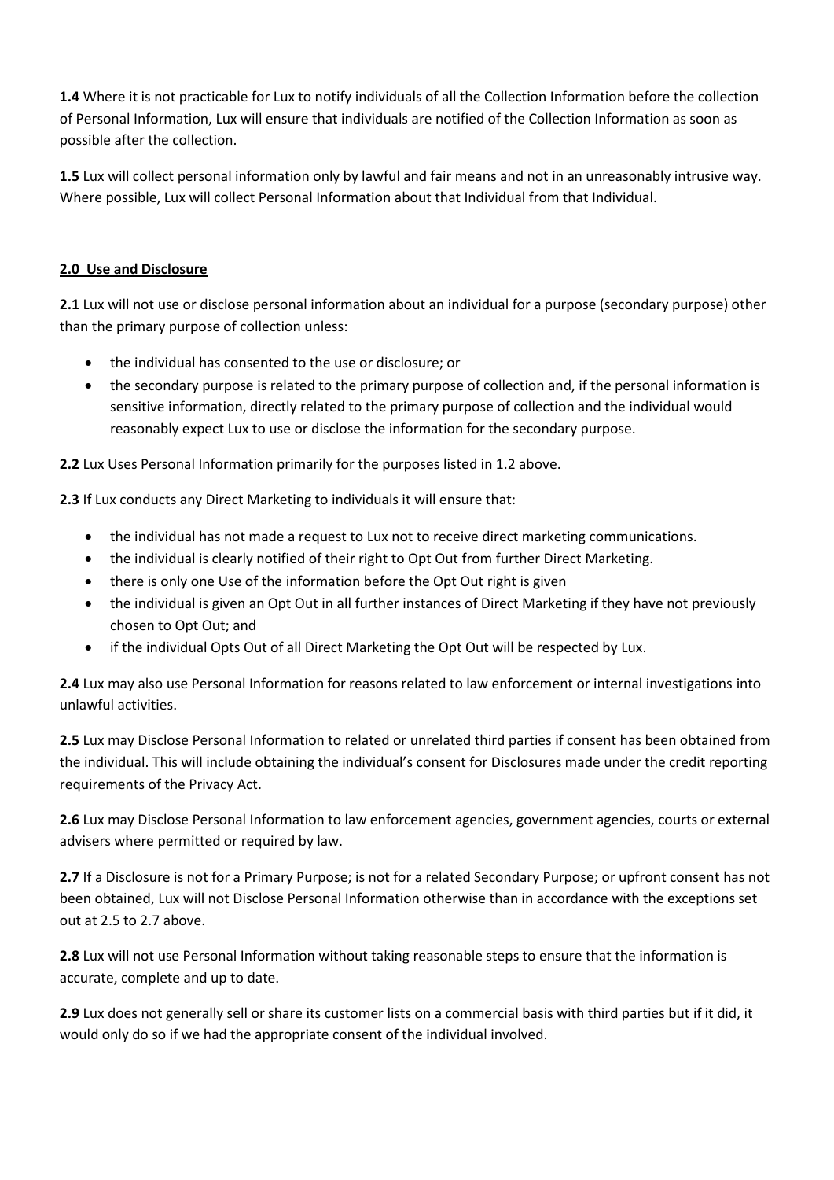**1.4** Where it is not practicable for Lux to notify individuals of all the Collection Information before the collection of Personal Information, Lux will ensure that individuals are notified of the Collection Information as soon as possible after the collection.

**1.5** Lux will collect personal information only by lawful and fair means and not in an unreasonably intrusive way. Where possible, Lux will collect Personal Information about that Individual from that Individual.

## 2.0 Use and Disclosure

**2.1** Lux will not use or disclose personal information about an individual for a purpose (secondary purpose) other than the primary purpose of collection unless:

- the individual has consented to the use or disclosure; or
- the secondary purpose is related to the primary purpose of collection and, if the personal information is sensitive information, directly related to the primary purpose of collection and the individual would reasonably expect Lux to use or disclose the information for the secondary purpose.

**2.2** Lux Uses Personal Information primarily for the purposes listed in 1.2 above.

**2.3** If Lux conducts any Direct Marketing to individuals it will ensure that:

- the individual has not made a request to Lux not to receive direct marketing communications.
- the individual is clearly notified of their right to Opt Out from further Direct Marketing.
- there is only one Use of the information before the Opt Out right is given
- the individual is given an Opt Out in all further instances of Direct Marketing if they have not previously chosen to Opt Out; and
- if the individual Opts Out of all Direct Marketing the Opt Out will be respected by Lux.

**2.4** Lux may also use Personal Information for reasons related to law enforcement or internal investigations into unlawful activities.

**2.5** Lux may Disclose Personal Information to related or unrelated third parties if consent has been obtained from the individual. This will include obtaining the individual's consent for Disclosures made under the credit reporting requirements of the Privacy Act.

**2.6** Lux may Disclose Personal Information to law enforcement agencies, government agencies, courts or external advisers where permitted or required by law.

**2.7** If a Disclosure is not for a Primary Purpose; is not for a related Secondary Purpose; or upfront consent has not been obtained, Lux will not Disclose Personal Information otherwise than in accordance with the exceptions set out at 2.5 to 2.7 above.

**2.8** Lux will not use Personal Information without taking reasonable steps to ensure that the information is accurate, complete and up to date.

**2.9** Lux does not generally sell or share its customer lists on a commercial basis with third parties but if it did, it would only do so if we had the appropriate consent of the individual involved.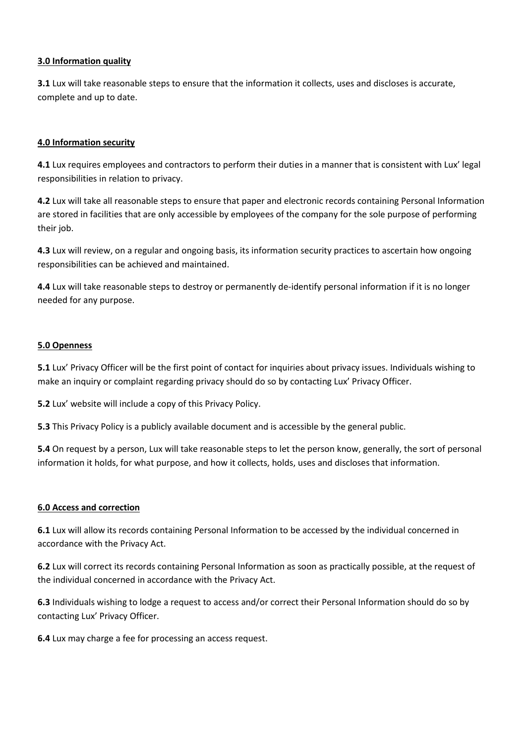**3.0 Information quality**

**3.1** Lux will take reasonable steps to ensure that the information it collects, uses and discloses is accurate, complete and up to date.

**4.0 Information security**

**4.1** Lux requires employees and contractors to perform their duties in a manner that is consistent with Lux' legal responsibilities in relation to privacy.

**4.2** Lux will take all reasonable steps to ensure that paper and electronic records containing Personal Information are stored in facilities that are only accessible by employees of the company for the sole purpose of performing their job.

**4.3** Lux will review, on a regular and ongoing basis, its information security practices to ascertain how ongoing responsibilities can be achieved and maintained.

**4.4** Lux will take reasonable steps to destroy or permanently de-identify personal information if it is no longer needed for any purpose.

**5.0 Openness**

**5.1** Lux' Privacy Officer will be the first point of contact for inquiries about privacy issues. Individuals wishing to make an inquiry or complaint regarding privacy should do so by contacting Lux' Privacy Officer.

**5.2** Lux' website will include a copy of this Privacy Policy.

**5.3** This Privacy Policy is a publicly available document and is accessible by the general public.

**5.4** On request by a person, Lux will take reasonable steps to let the person know, generally, the sort of personal information it holds, for what purpose, and how it collects, holds, uses and discloses that information.

**6.0 Access and correction**

**6.1** Lux will allow its records containing Personal Information to be accessed by the individual concerned in accordance with the Privacy Act.

**6.2** Lux will correct its records containing Personal Information as soon as practically possible, at the request of the individual concerned in accordance with the Privacy Act.

**6.3** Individuals wishing to lodge a request to access and/or correct their Personal Information should do so by contacting Lux' Privacy Officer.

**6.4** Lux may charge a fee for processing an access request.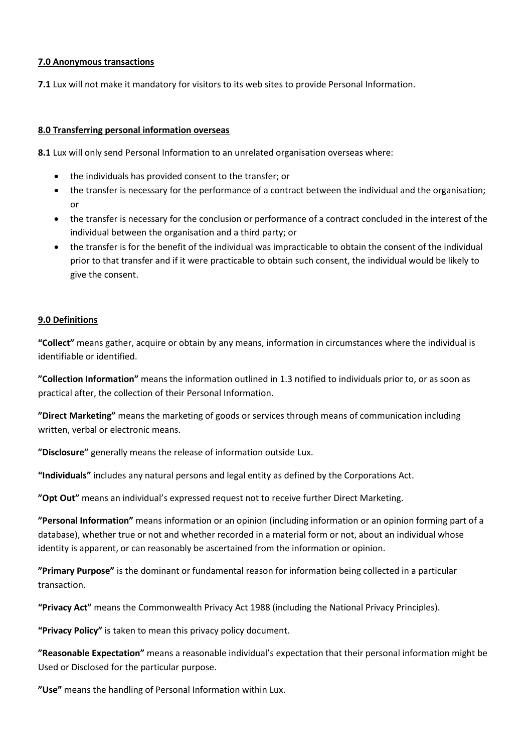**7.0 Anonymous transactions**

**7.1** Lux will not make it mandatory for visitors to its web sites to provide Personal Information.

**8.0 Transferring personal information overseas**

**8.1** Lux will only send Personal Information to an unrelated organisation overseas where:

- the individuals has provided consent to the transfer; or
- the transfer is necessary for the performance of a contract between the individual and the organisation; or
- the transfer is necessary for the conclusion or performance of a contract concluded in the interest of the individual between the organisation and a third party; or
- the transfer is for the benefit of the individual was impracticable to obtain the consent of the individual prior to that transfer and if it were practicable to obtain such consent, the individual would be likely to give the consent.

**9.0 Definitions**

**"Collect"** means gather, acquire or obtain by any means, information in circumstances where the individual is identifiable or identified.

**"Collection Information"** means the information outlined in 1.3 notified to individuals prior to, or as soon as practical after, the collection of their Personal Information.

**"Direct Marketing"** means the marketing of goods or services through means of communication including written, verbal or electronic means.

**"Disclosure"** generally means the release of information outside Lux.

**"Individuals"** includes any natural persons and legal entity as defined by the Corporations Act.

**"Opt Out"** means an individual's expressed request not to receive further Direct Marketing.

**"Personal Information"** means information or an opinion (including information or an opinion forming part of a database), whether true or not and whether recorded in a material form or not, about an individual whose identity is apparent, or can reasonably be ascertained from the information or opinion.

**"Primary Purpose"** is the dominant or fundamental reason for information being collected in a particular transaction.

**"Privacy Act"** means the Commonwealth Privacy Act 1988 (including the National Privacy Principles).

**"Privacy Policy"** is taken to mean this privacy policy document.

**"Reasonable Expectation"** means a reasonable individual's expectation that their personal information might be Used or Disclosed for the particular purpose.

**"Use"** means the handling of Personal Information within Lux.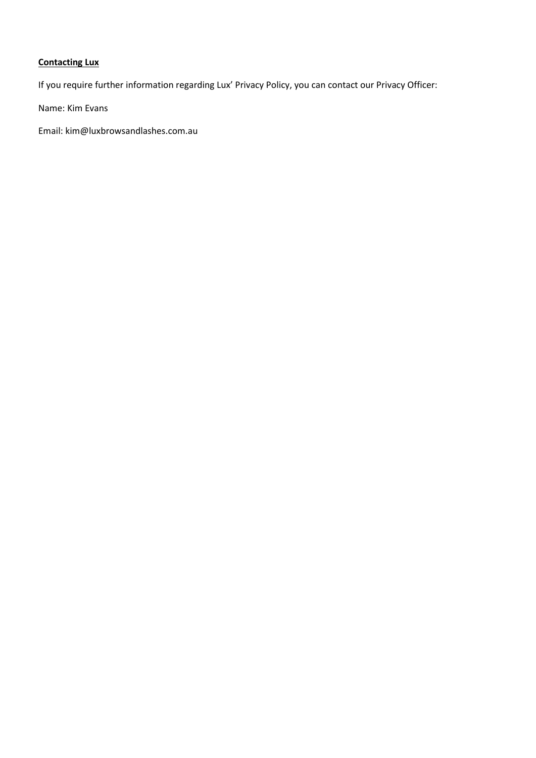**Contacting Lux**

If you require further information regarding Lux' Privacy Policy, you can contact our Privacy Officer:

Name: Kim Evans

Email: kim@luxbrowsandlashes.com.au